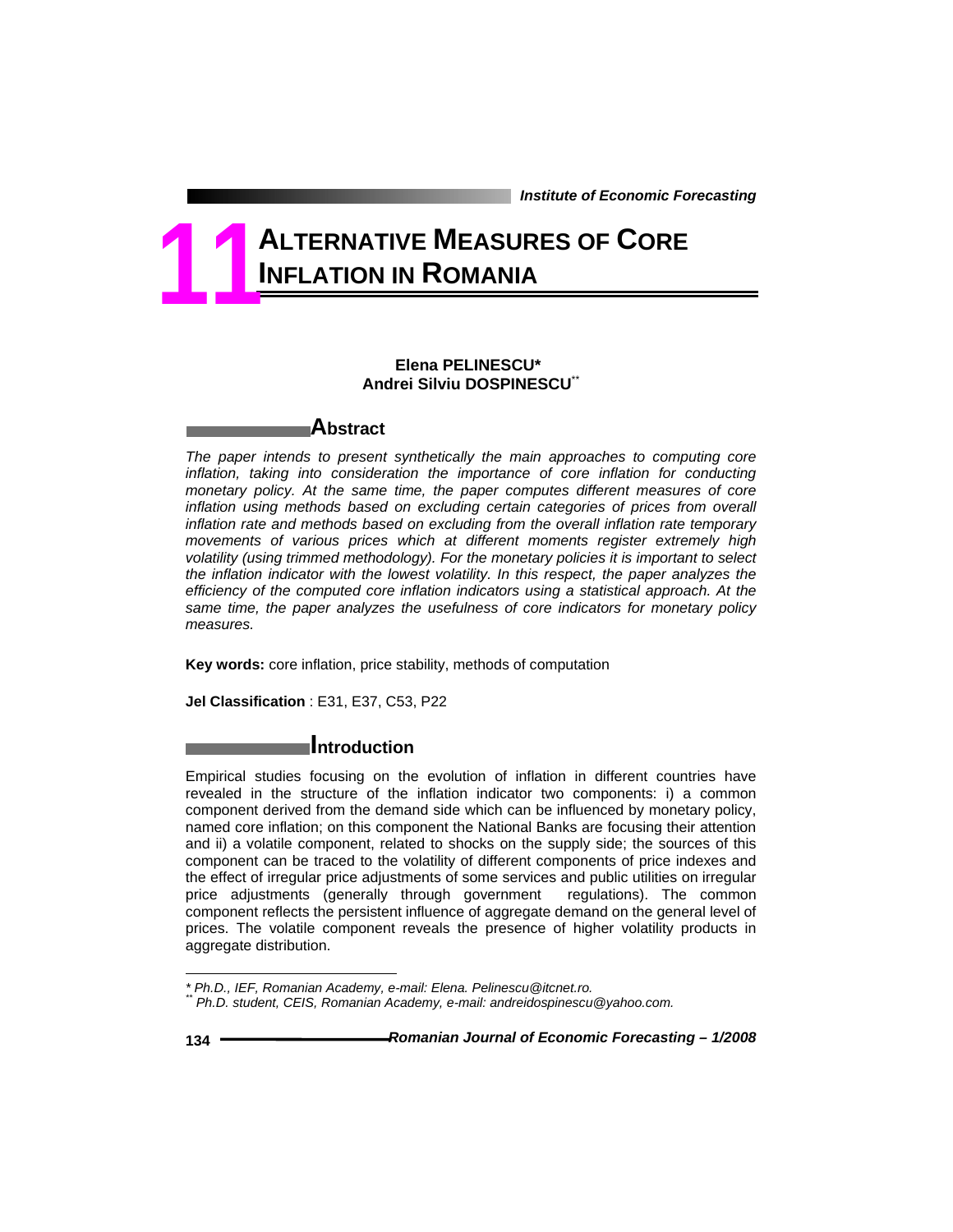# ALTERNATIVE MEASURES OF CORE INFLATION IN ROMANIA

**Elena PELINESCU***
**Andrei Silviu DOSPINESCU****

## Abstract

*The paper intends to present synthetically the main approaches to computing core inflation, taking into consideration the importance of core inflation for conducting monetary policy. At the same time, the paper computes different measures of core inflation using methods based on excluding certain categories of prices from overall inflation rate and methods based on excluding from the overall inflation rate temporary movements of various prices which at different moments register extremely high volatility (using trimmed methodology). For the monetary policies it is important to select the inflation indicator with the lowest volatility. In this respect, the paper analyzes the efficiency of the computed core inflation indicators using a statistical approach. At the same time, the paper analyzes the usefulness of core indicators for monetary policy measures.*

**Key words:** core inflation, price stability, methods of computation

**Jel Classification** : E31, E37, C53, P22

## Introduction

Empirical studies focusing on the evolution of inflation in different countries have revealed in the structure of the inflation indicator two components: i) a common component derived from the demand side which can be influenced by monetary policy, named core inflation; on this component the National Banks are focusing their attention and ii) a volatile component, related to shocks on the supply side; the sources of this component can be traced to the volatility of different components of price indexes and the effect of irregular price adjustments of some services and public utilities on irregular price adjustments (generally through government regulations). The common component reflects the persistent influence of aggregate demand on the general level of prices. The volatile component reveals the presence of higher volatility products in aggregate distribution.

---

*\* Ph.D., IEF, Romanian Academy, e-mail: Elena. Pelinescu@itcnet.ro.*
*\*\* Ph.D. student, CEIS, Romanian Academy, e-mail: andreidospinescu@yahoo.com.*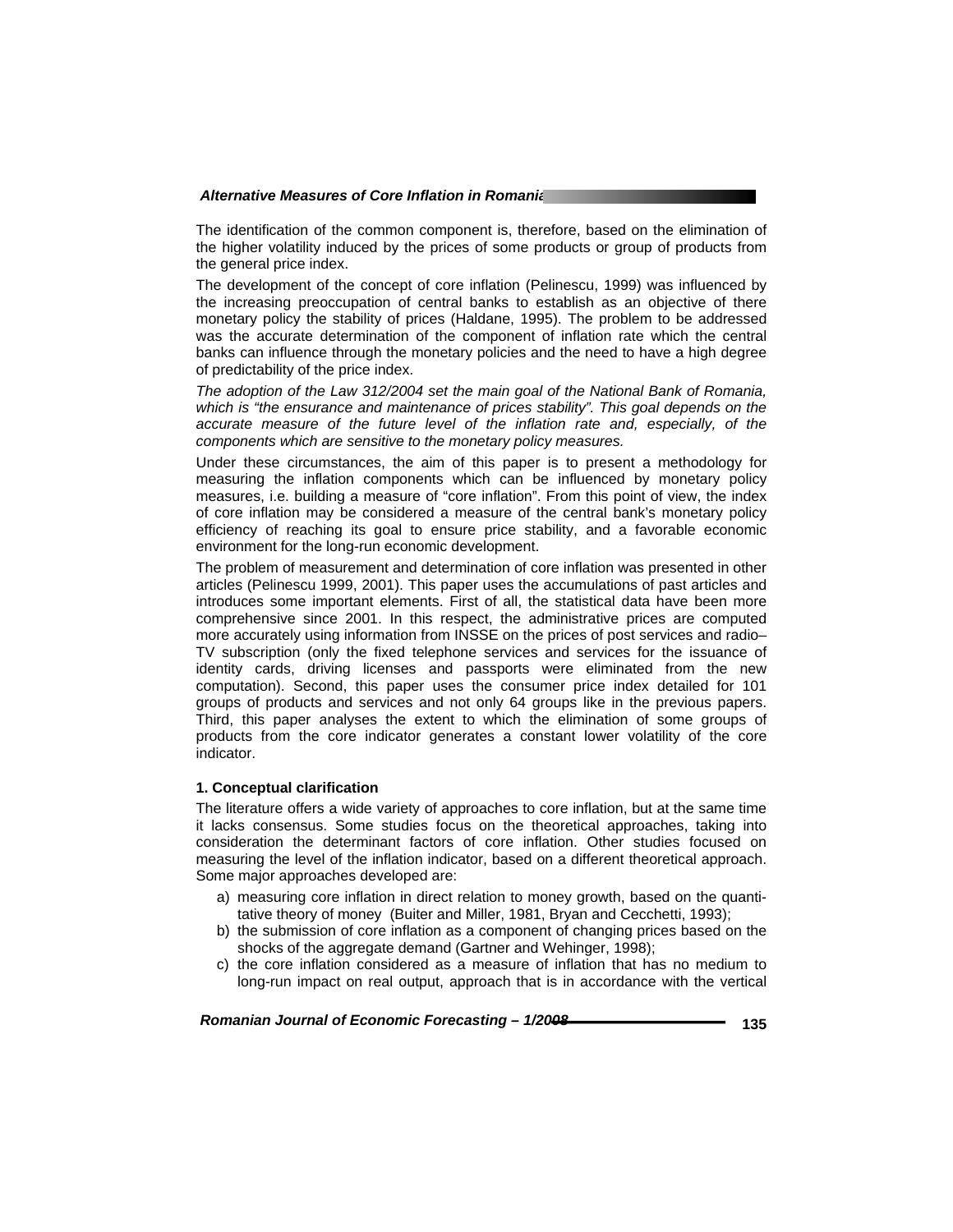The identification of the common component is, therefore, based on the elimination of the higher volatility induced by the prices of some products or group of products from the general price index.

The development of the concept of core inflation (Pelinescu, 1999) was influenced by the increasing preoccupation of central banks to establish as an objective of there monetary policy the stability of prices (Haldane, 1995). The problem to be addressed was the accurate determination of the component of inflation rate which the central banks can influence through the monetary policies and the need to have a high degree of predictability of the price index.

*The adoption of the Law 312/2004 set the main goal of the National Bank of Romania, which is "the ensurance and maintenance of prices stability". This goal depends on the accurate measure of the future level of the inflation rate and, especially, of the components which are sensitive to the monetary policy measures.*

Under these circumstances, the aim of this paper is to present a methodology for measuring the inflation components which can be influenced by monetary policy measures, i.e. building a measure of "core inflation". From this point of view, the index of core inflation may be considered a measure of the central bank's monetary policy efficiency of reaching its goal to ensure price stability, and a favorable economic environment for the long-run economic development.

The problem of measurement and determination of core inflation was presented in other articles (Pelinescu 1999, 2001). This paper uses the accumulations of past articles and introduces some important elements. First of all, the statistical data have been more comprehensive since 2001. In this respect, the administrative prices are computed more accurately using information from INSSE on the prices of post services and radio–TV subscription (only the fixed telephone services and services for the issuance of identity cards, driving licenses and passports were eliminated from the new computation). Second, this paper uses the consumer price index detailed for 101 groups of products and services and not only 64 groups like in the previous papers. Third, this paper analyses the extent to which the elimination of some groups of products from the core indicator generates a constant lower volatility of the core indicator.

### 1. Conceptual clarification

The literature offers a wide variety of approaches to core inflation, but at the same time it lacks consensus. Some studies focus on the theoretical approaches, taking into consideration the determinant factors of core inflation. Other studies focused on measuring the level of the inflation indicator, based on a different theoretical approach. Some major approaches developed are:

a) measuring core inflation in direct relation to money growth, based on the quantitative theory of money (Buiter and Miller, 1981, Bryan and Cecchetti, 1993);
b) the submission of core inflation as a component of changing prices based on the shocks of the aggregate demand (Gartner and Wehinger, 1998);
c) the core inflation considered as a measure of inflation that has no medium to long-run impact on real output, approach that is in accordance with the vertical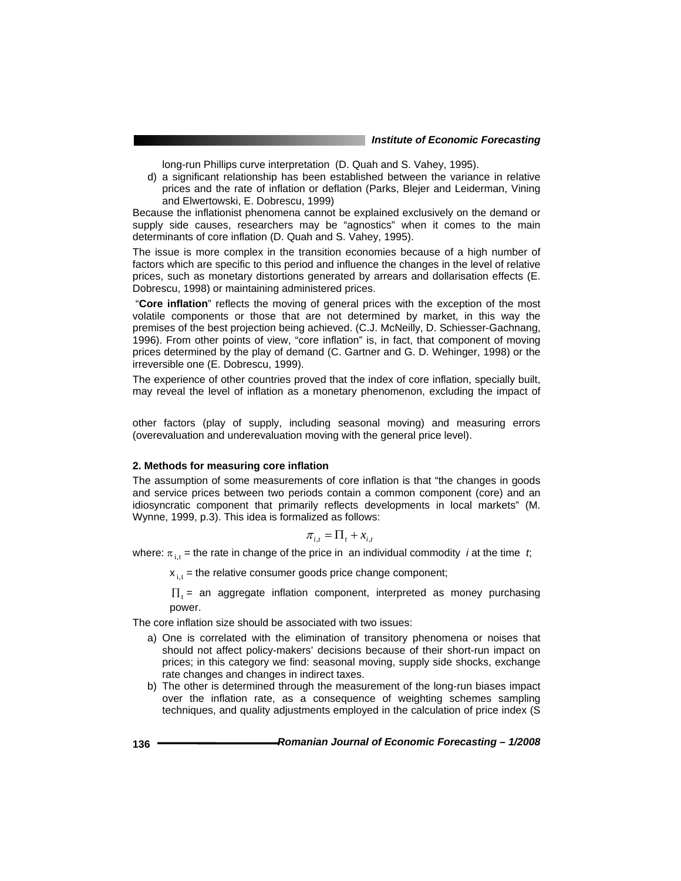long-run Phillips curve interpretation (D. Quah and S. Vahey, 1995).

d) a significant relationship has been established between the variance in relative prices and the rate of inflation or deflation (Parks, Blejer and Leiderman, Vining and Elwertowski, E. Dobrescu, 1999)

Because the inflationist phenomena cannot be explained exclusively on the demand or supply side causes, researchers may be "agnostics" when it comes to the main determinants of core inflation (D. Quah and S. Vahey, 1995).

The issue is more complex in the transition economies because of a high number of factors which are specific to this period and influence the changes in the level of relative prices, such as monetary distortions generated by arrears and dollarisation effects (E. Dobrescu, 1998) or maintaining administered prices.

"**Core inflation**" reflects the moving of general prices with the exception of the most volatile components or those that are not determined by market, in this way the premises of the best projection being achieved. (C.J. McNeilly, D. Schiesser-Gachnang, 1996). From other points of view, "core inflation" is, in fact, that component of moving prices determined by the play of demand (C. Gartner and G. D. Wehinger, 1998) or the irreversible one (E. Dobrescu, 1999).

The experience of other countries proved that the index of core inflation, specially built, may reveal the level of inflation as a monetary phenomenon, excluding the impact of other factors (play of supply, including seasonal moving) and measuring errors (overevaluation and underevaluation moving with the general price level).

## 2. Methods for measuring core inflation

The assumption of some measurements of core inflation is that "the changes in goods and service prices between two periods contain a common component (core) and an idiosyncratic component that primarily reflects developments in local markets" (M. Wynne, 1999, p.3). This idea is formalized as follows:

$$\pi_{i,t} = \Pi_t + x_{i,t}$$

where: $\pi_{i,t}$ = the rate in change of the price in an individual commodity *i* at the time *t*;

$x_{i,t}$ = the relative consumer goods price change component;

$\Pi_t$ = an aggregate inflation component, interpreted as money purchasing power.

The core inflation size should be associated with two issues:

a) One is correlated with the elimination of transitory phenomena or noises that should not affect policy-makers' decisions because of their short-run impact on prices; in this category we find: seasonal moving, supply side shocks, exchange rate changes and changes in indirect taxes.

b) The other is determined through the measurement of the long-run biases impact over the inflation rate, as a consequence of weighting schemes sampling techniques, and quality adjustments employed in the calculation of price index (S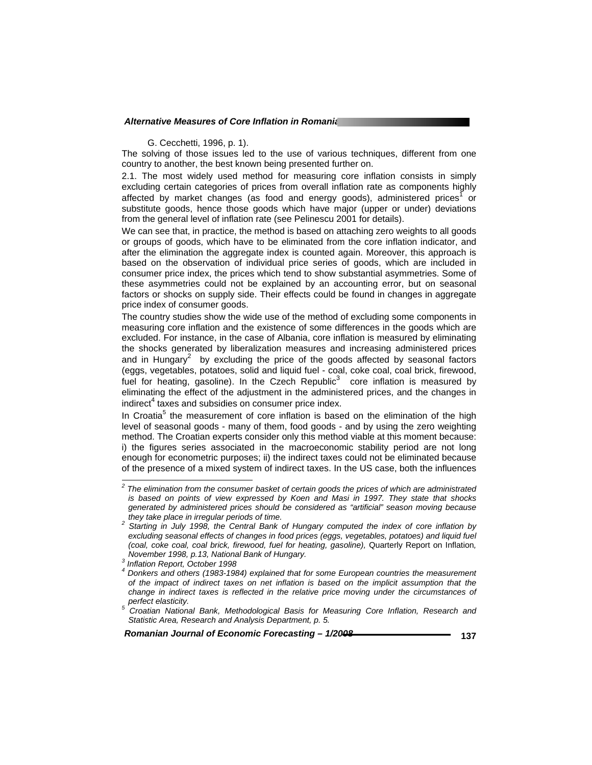G. Cecchetti, 1996, p. 1).

The solving of those issues led to the use of various techniques, different from one country to another, the best known being presented further on.

2.1. The most widely used method for measuring core inflation consists in simply excluding certain categories of prices from overall inflation rate as components highly affected by market changes (as food and energy goods), administered prices[1] or substitute goods, hence those goods which have major (upper or under) deviations from the general level of inflation rate (see Pelinescu 2001 for details).

We can see that, in practice, the method is based on attaching zero weights to all goods or groups of goods, which have to be eliminated from the core inflation indicator, and after the elimination the aggregate index is counted again. Moreover, this approach is based on the observation of individual price series of goods, which are included in consumer price index, the prices which tend to show substantial asymmetries. Some of these asymmetries could not be explained by an accounting error, but on seasonal factors or shocks on supply side. Their effects could be found in changes in aggregate price index of consumer goods.

The country studies show the wide use of the method of excluding some components in measuring core inflation and the existence of some differences in the goods which are excluded. For instance, in the case of Albania, core inflation is measured by eliminating the shocks generated by liberalization measures and increasing administered prices and in Hungary[2] by excluding the price of the goods affected by seasonal factors (eggs, vegetables, potatoes, solid and liquid fuel - coal, coke coal, coal brick, firewood, fuel for heating, gasoline). In the Czech Republic[3] core inflation is measured by eliminating the effect of the adjustment in the administered prices, and the changes in indirect[4] taxes and subsidies on consumer price index.

In Croatia[5] the measurement of core inflation is based on the elimination of the high level of seasonal goods - many of them, food goods - and by using the zero weighting method. The Croatian experts consider only this method viable at this moment because: i) the figures series associated in the macroeconomic stability period are not long enough for econometric purposes; ii) the indirect taxes could not be eliminated because of the presence of a mixed system of indirect taxes. In the US case, both the influences

---

[2] *The elimination from the consumer basket of certain goods the prices of which are administrated is based on points of view expressed by Koen and Masi in 1997. They state that shocks generated by administered prices should be considered as "artificial" season moving because they take place in irregular periods of time.*

[2] *Starting in July 1998, the Central Bank of Hungary computed the index of core inflation by excluding seasonal effects of changes in food prices (eggs, vegetables, potatoes) and liquid fuel (coal, coke coal, coal brick, firewood, fuel for heating, gasoline),* Quarterly Report on Inflation*, November 1998, p.13, National Bank of Hungary.*

[3] *Inflation Report, October 1998*

[4] *Donkers and others (1983-1984) explained that for some European countries the measurement of the impact of indirect taxes on net inflation is based on the implicit assumption that the change in indirect taxes is reflected in the relative price moving under the circumstances of perfect elasticity.*

[5] *Croatian National Bank, Methodological Basis for Measuring Core Inflation, Research and Statistic Area, Research and Analysis Department, p. 5.*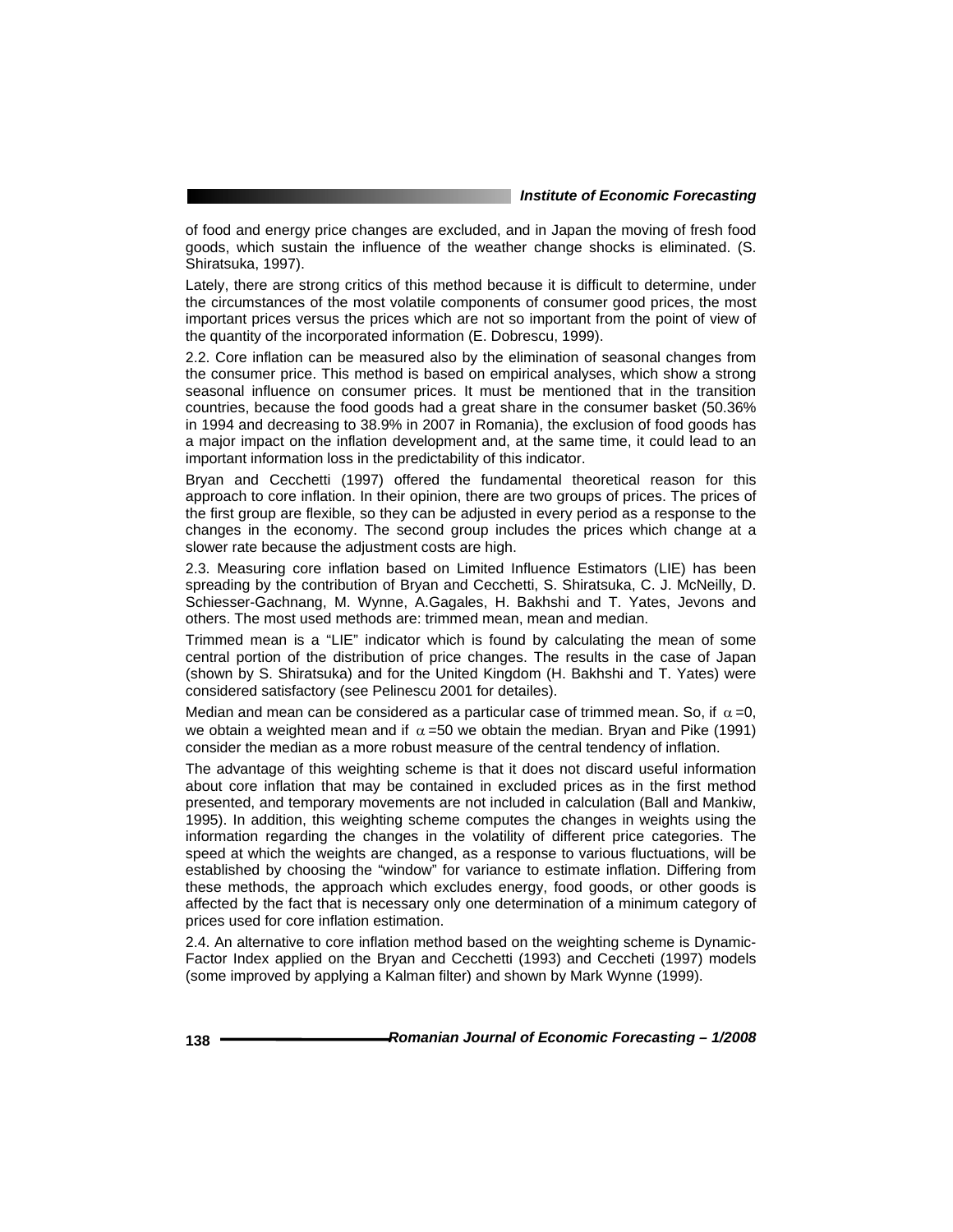of food and energy price changes are excluded, and in Japan the moving of fresh food goods, which sustain the influence of the weather change shocks is eliminated. (S. Shiratsuka, 1997).

Lately, there are strong critics of this method because it is difficult to determine, under the circumstances of the most volatile components of consumer good prices, the most important prices versus the prices which are not so important from the point of view of the quantity of the incorporated information (E. Dobrescu, 1999).

2.2. Core inflation can be measured also by the elimination of seasonal changes from the consumer price. This method is based on empirical analyses, which show a strong seasonal influence on consumer prices. It must be mentioned that in the transition countries, because the food goods had a great share in the consumer basket (50.36% in 1994 and decreasing to 38.9% in 2007 in Romania), the exclusion of food goods has a major impact on the inflation development and, at the same time, it could lead to an important information loss in the predictability of this indicator.

Bryan and Cecchetti (1997) offered the fundamental theoretical reason for this approach to core inflation. In their opinion, there are two groups of prices. The prices of the first group are flexible, so they can be adjusted in every period as a response to the changes in the economy. The second group includes the prices which change at a slower rate because the adjustment costs are high.

2.3. Measuring core inflation based on Limited Influence Estimators (LIE) has been spreading by the contribution of Bryan and Cecchetti, S. Shiratsuka, C. J. McNeilly, D. Schiesser-Gachnang, M. Wynne, A.Gagales, H. Bakhshi and T. Yates, Jevons and others. The most used methods are: trimmed mean, mean and median.

Trimmed mean is a "LIE" indicator which is found by calculating the mean of some central portion of the distribution of price changes. The results in the case of Japan (shown by S. Shiratsuka) and for the United Kingdom (H. Bakhshi and T. Yates) were considered satisfactory (see Pelinescu 2001 for detailes).

Median and mean can be considered as a particular case of trimmed mean. So, if $\alpha = 0$, we obtain a weighted mean and if $\alpha = 50$ we obtain the median. Bryan and Pike (1991) consider the median as a more robust measure of the central tendency of inflation.

The advantage of this weighting scheme is that it does not discard useful information about core inflation that may be contained in excluded prices as in the first method presented, and temporary movements are not included in calculation (Ball and Mankiw, 1995). In addition, this weighting scheme computes the changes in weights using the information regarding the changes in the volatility of different price categories. The speed at which the weights are changed, as a response to various fluctuations, will be established by choosing the "window" for variance to estimate inflation. Differing from these methods, the approach which excludes energy, food goods, or other goods is affected by the fact that is necessary only one determination of a minimum category of prices used for core inflation estimation.

2.4. An alternative to core inflation method based on the weighting scheme is Dynamic-Factor Index applied on the Bryan and Cecchetti (1993) and Ceccheti (1997) models (some improved by applying a Kalman filter) and shown by Mark Wynne (1999).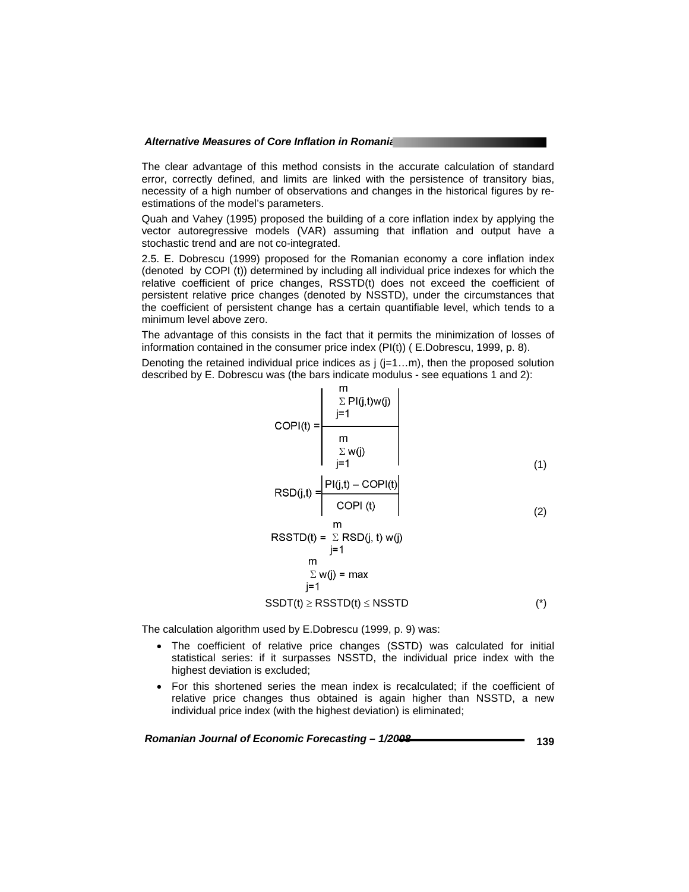The clear advantage of this method consists in the accurate calculation of standard error, correctly defined, and limits are linked with the persistence of transitory bias, necessity of a high number of observations and changes in the historical figures by re-estimations of the model's parameters.

Quah and Vahey (1995) proposed the building of a core inflation index by applying the vector autoregressive models (VAR) assuming that inflation and output have a stochastic trend and are not co-integrated.

2.5. E. Dobrescu (1999) proposed for the Romanian economy a core inflation index (denoted by COPI (t)) determined by including all individual price indexes for which the relative coefficient of price changes, RSSTD(t) does not exceed the coefficient of persistent relative price changes (denoted by NSSTD), under the circumstances that the coefficient of persistent change has a certain quantifiable level, which tends to a minimum level above zero.

The advantage of this consists in the fact that it permits the minimization of losses of information contained in the consumer price index (PI(t)) ( E.Dobrescu, 1999, p. 8).

Denoting the retained individual price indices as j (j=1…m), then the proposed solution described by E. Dobrescu was (the bars indicate modulus - see equations 1 and 2):

$$COPI(t) = \left| \frac{\sum_{j=1}^{m} PI(j,t)w(j)}{\sum_{j=1}^{m} w(j)} \right| \tag{1}$$

$$RSD(j,t) = \left| \frac{PI(j,t) - COPI(t)}{COPI\ (t)} \right| \tag{2}$$

$$RSSTD(t) = \sum_{j=1}^{m} RSD(j,t)\, w(j)$$

$$\sum_{j=1}^{m} w(j) = \max$$

$$SSDT(t) \geq RSSTD(t) \leq NSSTD \tag{*}$$

The calculation algorithm used by E.Dobrescu (1999, p. 9) was:

- The coefficient of relative price changes (SSTD) was calculated for initial statistical series: if it surpasses NSSTD, the individual price index with the highest deviation is excluded;
- For this shortened series the mean index is recalculated; if the coefficient of relative price changes thus obtained is again higher than NSSTD, a new individual price index (with the highest deviation) is eliminated;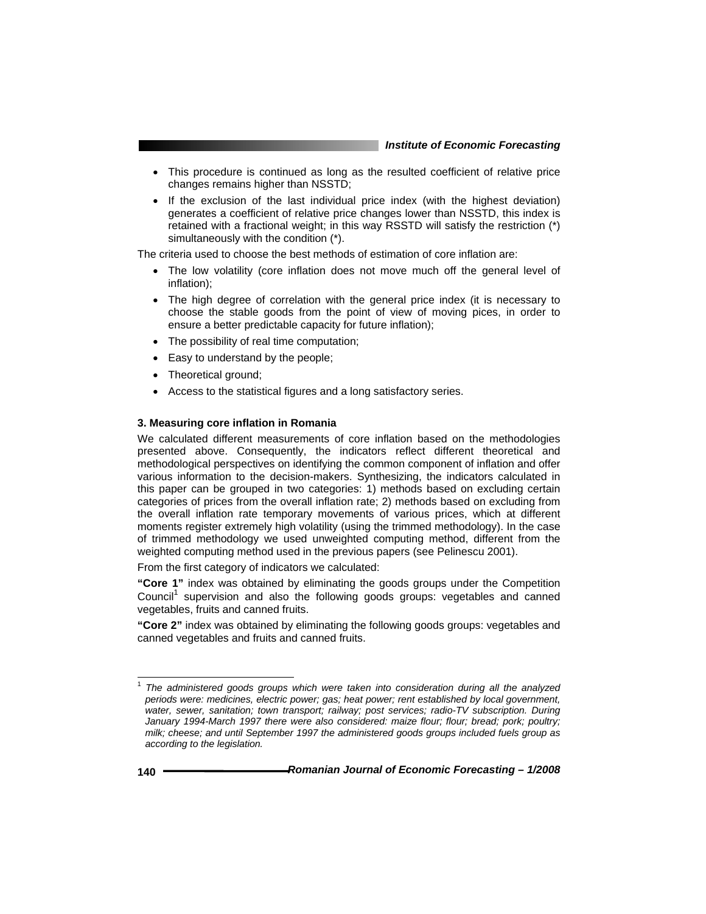- This procedure is continued as long as the resulted coefficient of relative price changes remains higher than NSSTD;
- If the exclusion of the last individual price index (with the highest deviation) generates a coefficient of relative price changes lower than NSSTD, this index is retained with a fractional weight; in this way RSSTD will satisfy the restriction (*) simultaneously with the condition (*).

The criteria used to choose the best methods of estimation of core inflation are:

- The low volatility (core inflation does not move much off the general level of inflation);
- The high degree of correlation with the general price index (it is necessary to choose the stable goods from the point of view of moving pices, in order to ensure a better predictable capacity for future inflation);
- The possibility of real time computation;
- Easy to understand by the people;
- Theoretical ground;
- Access to the statistical figures and a long satisfactory series.

### 3. Measuring core inflation in Romania

We calculated different measurements of core inflation based on the methodologies presented above. Consequently, the indicators reflect different theoretical and methodological perspectives on identifying the common component of inflation and offer various information to the decision-makers. Synthesizing, the indicators calculated in this paper can be grouped in two categories: 1) methods based on excluding certain categories of prices from the overall inflation rate; 2) methods based on excluding from the overall inflation rate temporary movements of various prices, which at different moments register extremely high volatility (using the trimmed methodology). In the case of trimmed methodology we used unweighted computing method, different from the weighted computing method used in the previous papers (see Pelinescu 2001).

From the first category of indicators we calculated:

**"Core 1"** index was obtained by eliminating the goods groups under the Competition Council[1] supervision and also the following goods groups: vegetables and canned vegetables, fruits and canned fruits.

**"Core 2"** index was obtained by eliminating the following goods groups: vegetables and canned vegetables and fruits and canned fruits.

---

[1] *The administered goods groups which were taken into consideration during all the analyzed periods were: medicines, electric power; gas; heat power; rent established by local government, water, sewer, sanitation; town transport; railway; post services; radio-TV subscription. During January 1994-March 1997 there were also considered: maize flour; flour; bread; pork; poultry; milk; cheese; and until September 1997 the administered goods groups included fuels group as according to the legislation.*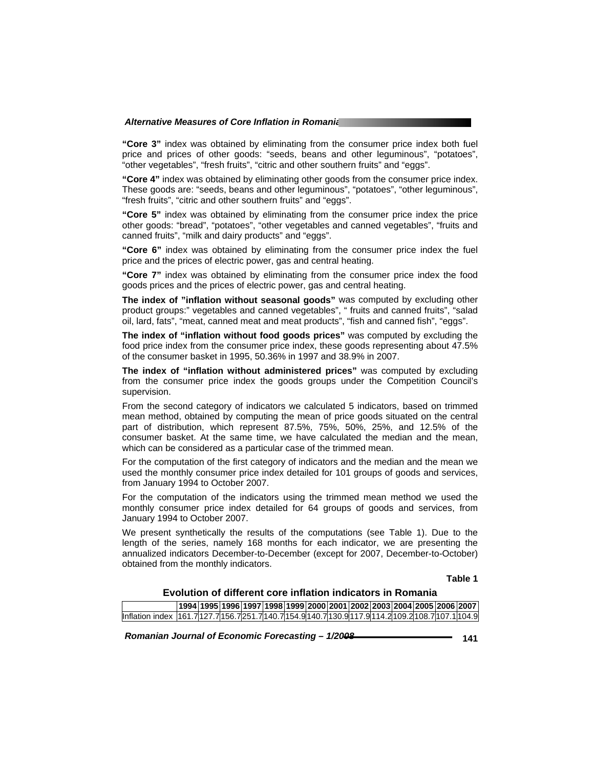**"Core 3"** index was obtained by eliminating from the consumer price index both fuel price and prices of other goods: "seeds, beans and other leguminous", "potatoes", "other vegetables", "fresh fruits", "citric and other southern fruits" and "eggs".

**"Core 4"** index was obtained by eliminating other goods from the consumer price index. These goods are: "seeds, beans and other leguminous", "potatoes", "other leguminous", "fresh fruits", "citric and other southern fruits" and "eggs".

**"Core 5"** index was obtained by eliminating from the consumer price index the price other goods: "bread", "potatoes", "other vegetables and canned vegetables", "fruits and canned fruits", "milk and dairy products" and "eggs".

**"Core 6"** index was obtained by eliminating from the consumer price index the fuel price and the prices of electric power, gas and central heating.

**"Core 7"** index was obtained by eliminating from the consumer price index the food goods prices and the prices of electric power, gas and central heating.

**The index of "inflation without seasonal goods"** was computed by excluding other product groups:" vegetables and canned vegetables", " fruits and canned fruits", "salad oil, lard, fats", "meat, canned meat and meat products", "fish and canned fish", "eggs".

**The index of "inflation without food goods prices"** was computed by excluding the food price index from the consumer price index, these goods representing about 47.5% of the consumer basket in 1995, 50.36% in 1997 and 38.9% in 2007.

**The index of "inflation without administered prices"** was computed by excluding from the consumer price index the goods groups under the Competition Council's supervision.

From the second category of indicators we calculated 5 indicators, based on trimmed mean method, obtained by computing the mean of price goods situated on the central part of distribution, which represent 87.5%, 75%, 50%, 25%, and 12.5% of the consumer basket. At the same time, we have calculated the median and the mean, which can be considered as a particular case of the trimmed mean.

For the computation of the first category of indicators and the median and the mean we used the monthly consumer price index detailed for 101 groups of goods and services, from January 1994 to October 2007.

For the computation of the indicators using the trimmed mean method we used the monthly consumer price index detailed for 64 groups of goods and services, from January 1994 to October 2007.

We present synthetically the results of the computations (see Table 1). Due to the length of the series, namely 168 months for each indicator, we are presenting the annualized indicators December-to-December (except for 2007, December-to-October) obtained from the monthly indicators.

**Table 1**

**Evolution of different core inflation indicators in Romania**

| | 1994 | 1995 | 1996 | 1997 | 1998 | 1999 | 2000 | 2001 | 2002 | 2003 | 2004 | 2005 | 2006 | 2007 |
|---|---|---|---|---|---|---|---|---|---|---|---|---|---|---|
| Inflation index | 161.7 | 127.7 | 156.7 | 251.7 | 140.7 | 154.9 | 140.7 | 130.9 | 117.9 | 114.2 | 109.2 | 108.7 | 107.1 | 104.9 |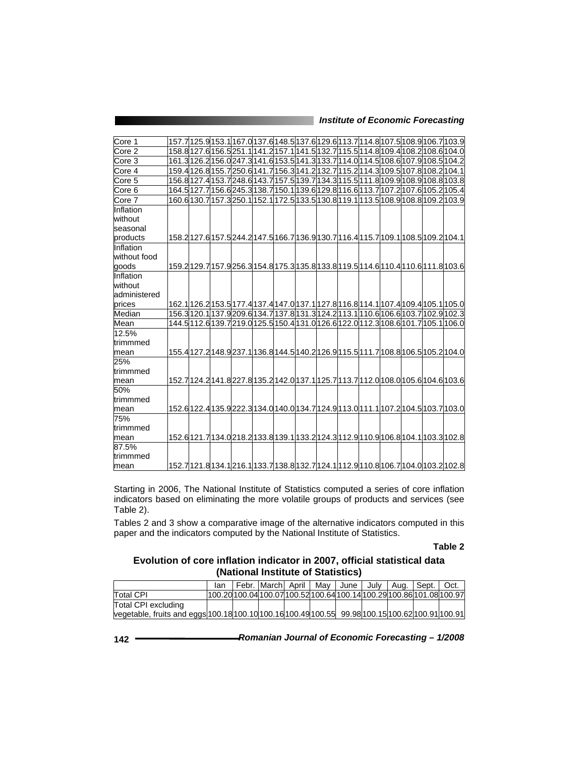| | | | | | | | | | | | | | | |
|---|---|---|---|---|---|---|---|---|---|---|---|---|---|---|
| Core 1 | 157.7 | 125.9 | 153.1 | 167.0 | 137.6 | 148.5 | 137.6 | 129.6 | 113.7 | 114.8 | 107.5 | 108.9 | 106.7 | 103.9 |
| Core 2 | 158.8 | 127.6 | 156.5 | 251.1 | 141.2 | 157.1 | 141.5 | 132.7 | 115.5 | 114.8 | 109.4 | 108.2 | 108.6 | 104.0 |
| Core 3 | 161.3 | 126.2 | 156.0 | 247.3 | 141.6 | 153.5 | 141.3 | 133.7 | 114.0 | 114.5 | 108.6 | 107.9 | 108.5 | 104.2 |
| Core 4 | 159.4 | 126.8 | 155.7 | 250.6 | 141.7 | 156.3 | 141.2 | 132.7 | 115.2 | 114.3 | 109.5 | 107.8 | 108.2 | 104.1 |
| Core 5 | 156.8 | 127.4 | 153.7 | 248.6 | 143.7 | 157.5 | 139.7 | 134.3 | 115.5 | 111.8 | 109.9 | 108.9 | 108.8 | 103.8 |
| Core 6 | 164.5 | 127.7 | 156.6 | 245.3 | 138.7 | 150.1 | 139.6 | 129.8 | 116.6 | 113.7 | 107.2 | 107.6 | 105.2 | 105.4 |
| Core 7 | 160.6 | 130.7 | 157.3 | 250.1 | 152.1 | 172.5 | 133.5 | 130.8 | 119.1 | 113.5 | 108.9 | 108.8 | 109.2 | 103.9 |
| Inflation without seasonal products | 158.2 | 127.6 | 157.5 | 244.2 | 147.5 | 166.7 | 136.9 | 130.7 | 116.4 | 115.7 | 109.1 | 108.5 | 109.2 | 104.1 |
| Inflation without food goods | 159.2 | 129.7 | 157.9 | 256.3 | 154.8 | 175.3 | 135.8 | 133.8 | 119.5 | 114.6 | 110.4 | 110.6 | 111.8 | 103.6 |
| Inflation without administered prices | 162.1 | 126.2 | 153.5 | 177.4 | 137.4 | 147.0 | 137.1 | 127.8 | 116.8 | 114.1 | 107.4 | 109.4 | 105.1 | 105.0 |
| Median | 156.3 | 120.1 | 137.9 | 209.6 | 134.7 | 137.8 | 131.3 | 124.2 | 113.1 | 110.6 | 106.6 | 103.7 | 102.9 | 102.3 |
| Mean | 144.5 | 112.6 | 139.7 | 219.0 | 125.5 | 150.4 | 131.0 | 126.6 | 122.0 | 112.3 | 108.6 | 101.7 | 105.1 | 106.0 |
| 12.5% trimmmed mean | 155.4 | 127.2 | 148.9 | 237.1 | 136.8 | 144.5 | 140.2 | 126.9 | 115.5 | 111.7 | 108.8 | 106.5 | 105.2 | 104.0 |
| 25% trimmmed mean | 152.7 | 124.2 | 141.8 | 227.8 | 135.2 | 142.0 | 137.1 | 125.7 | 113.7 | 112.0 | 108.0 | 105.6 | 104.6 | 103.6 |
| 50% trimmmed mean | 152.6 | 122.4 | 135.9 | 222.3 | 134.0 | 140.0 | 134.7 | 124.9 | 113.0 | 111.1 | 107.2 | 104.5 | 103.7 | 103.0 |
| 75% trimmmed mean | 152.6 | 121.7 | 134.0 | 218.2 | 133.8 | 139.1 | 133.2 | 124.3 | 112.9 | 110.9 | 106.8 | 104.1 | 103.3 | 102.8 |
| 87.5% trimmmed mean | 152.7 | 121.8 | 134.1 | 216.1 | 133.7 | 138.8 | 132.7 | 124.1 | 112.9 | 110.8 | 106.7 | 104.0 | 103.2 | 102.8 |

Starting in 2006, The National Institute of Statistics computed a series of core inflation indicators based on eliminating the more volatile groups of products and services (see Table 2).

Tables 2 and 3 show a comparative image of the alternative indicators computed in this paper and the indicators computed by the National Institute of Statistics.

**Table 2**

**Evolution of core inflation indicator in 2007, official statistical data (National Institute of Statistics)**

| | Ian | Febr. | March | April | May | June | July | Aug. | Sept. | Oct. |
|---|---|---|---|---|---|---|---|---|---|---|
| Total CPI | 100.20 | 100.04 | 100.07 | 100.52 | 100.64 | 100.14 | 100.29 | 100.86 | 101.08 | 100.97 |
| Total CPI excluding vegetable, fruits and eggs | 100.18 | 100.10 | 100.16 | 100.49 | 100.55 | 99.98 | 100.15 | 100.62 | 100.91 | 100.91 |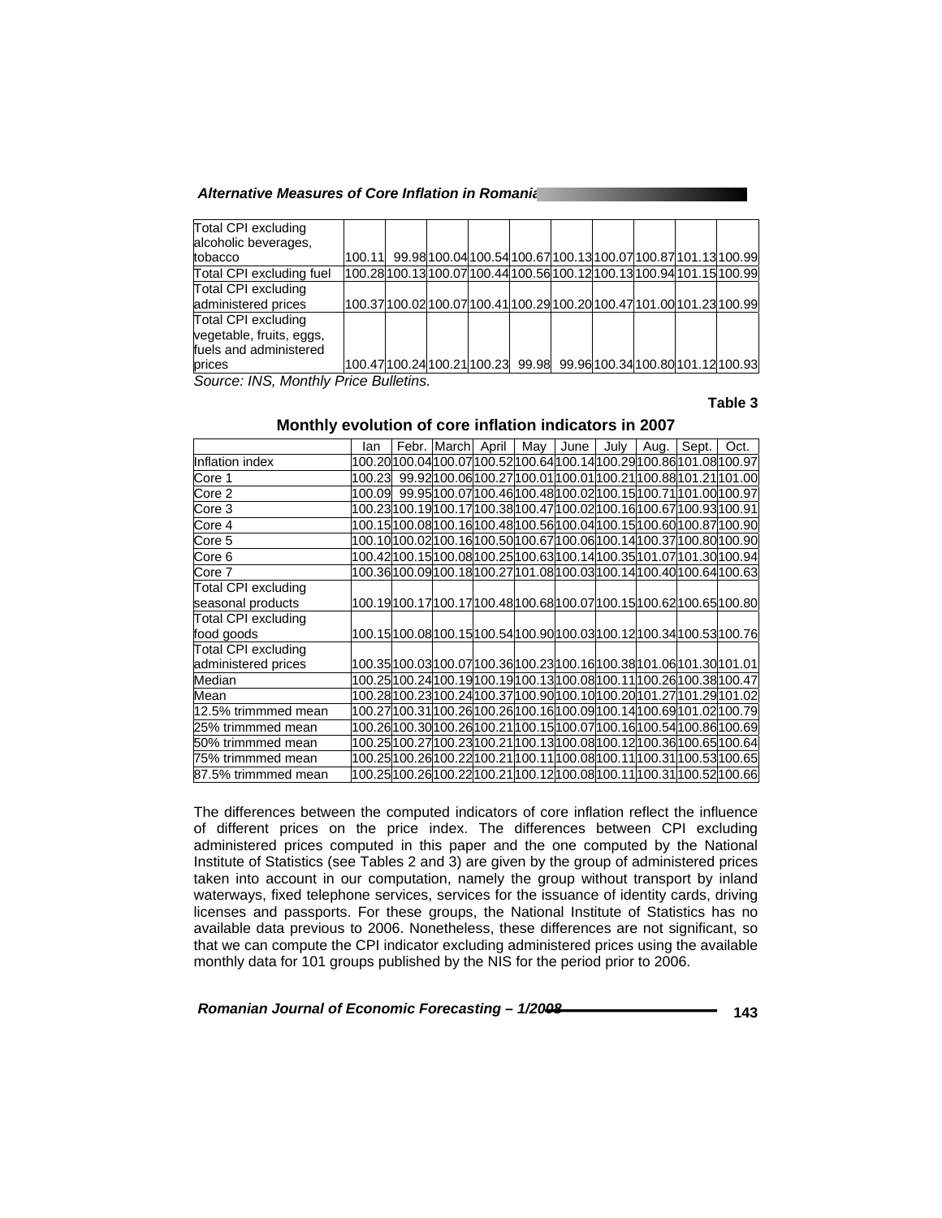| | | | | | | | | | | |
|---|---|---|---|---|---|---|---|---|---|---|
| Total CPI excluding alcoholic beverages, tobacco | 100.11 | 99.98 | 100.04 | 100.54 | 100.67 | 100.13 | 100.07 | 100.87 | 101.13 | 100.99 |
| Total CPI excluding fuel | 100.28 | 100.13 | 100.07 | 100.44 | 100.56 | 100.12 | 100.13 | 100.94 | 101.15 | 100.99 |
| Total CPI excluding administered prices | 100.37 | 100.02 | 100.07 | 100.41 | 100.29 | 100.20 | 100.47 | 101.00 | 101.23 | 100.99 |
| Total CPI excluding vegetable, fruits, eggs, fuels and administered prices | 100.47 | 100.24 | 100.21 | 100.23 | 99.98 | 99.96 | 100.34 | 100.80 | 101.12 | 100.93 |

*Source: INS, Monthly Price Bulletins.*

**Table 3**

**Monthly evolution of core inflation indicators in 2007**

| | Ian | Febr. | March | April | May | June | July | Aug. | Sept. | Oct. |
|---|---|---|---|---|---|---|---|---|---|---|
| Inflation index | 100.20 | 100.04 | 100.07 | 100.52 | 100.64 | 100.14 | 100.29 | 100.86 | 101.08 | 100.97 |
| Core 1 | 100.23 | 99.92 | 100.06 | 100.27 | 100.01 | 100.01 | 100.21 | 100.88 | 101.21 | 101.00 |
| Core 2 | 100.09 | 99.95 | 100.07 | 100.46 | 100.48 | 100.02 | 100.15 | 100.71 | 101.00 | 100.97 |
| Core 3 | 100.23 | 100.19 | 100.17 | 100.38 | 100.47 | 100.02 | 100.16 | 100.67 | 100.93 | 100.91 |
| Core 4 | 100.15 | 100.08 | 100.16 | 100.48 | 100.56 | 100.04 | 100.15 | 100.60 | 100.87 | 100.90 |
| Core 5 | 100.10 | 100.02 | 100.16 | 100.50 | 100.67 | 100.06 | 100.14 | 100.37 | 100.80 | 100.90 |
| Core 6 | 100.42 | 100.15 | 100.08 | 100.25 | 100.63 | 100.14 | 100.35 | 101.07 | 101.30 | 100.94 |
| Core 7 | 100.36 | 100.09 | 100.18 | 100.27 | 101.08 | 100.03 | 100.14 | 100.40 | 100.64 | 100.63 |
| Total CPI excluding seasonal products | 100.19 | 100.17 | 100.17 | 100.48 | 100.68 | 100.07 | 100.15 | 100.62 | 100.65 | 100.80 |
| Total CPI excluding food goods | 100.15 | 100.08 | 100.15 | 100.54 | 100.90 | 100.03 | 100.12 | 100.34 | 100.53 | 100.76 |
| Total CPI excluding administered prices | 100.35 | 100.03 | 100.07 | 100.36 | 100.23 | 100.16 | 100.38 | 101.06 | 101.30 | 101.01 |
| Median | 100.25 | 100.24 | 100.19 | 100.19 | 100.13 | 100.08 | 100.11 | 100.26 | 100.38 | 100.47 |
| Mean | 100.28 | 100.23 | 100.24 | 100.37 | 100.90 | 100.10 | 100.20 | 101.27 | 101.29 | 101.02 |
| 12.5% trimmmed mean | 100.27 | 100.31 | 100.26 | 100.26 | 100.16 | 100.09 | 100.14 | 100.69 | 101.02 | 100.79 |
| 25% trimmmed mean | 100.26 | 100.30 | 100.26 | 100.21 | 100.15 | 100.07 | 100.16 | 100.54 | 100.86 | 100.69 |
| 50% trimmmed mean | 100.25 | 100.27 | 100.23 | 100.21 | 100.13 | 100.08 | 100.12 | 100.36 | 100.65 | 100.64 |
| 75% trimmmed mean | 100.25 | 100.26 | 100.22 | 100.21 | 100.11 | 100.08 | 100.11 | 100.31 | 100.53 | 100.65 |
| 87.5% trimmmed mean | 100.25 | 100.26 | 100.22 | 100.21 | 100.12 | 100.08 | 100.11 | 100.31 | 100.52 | 100.66 |

The differences between the computed indicators of core inflation reflect the influence of different prices on the price index. The differences between CPI excluding administered prices computed in this paper and the one computed by the National Institute of Statistics (see Tables 2 and 3) are given by the group of administered prices taken into account in our computation, namely the group without transport by inland waterways, fixed telephone services, services for the issuance of identity cards, driving licenses and passports. For these groups, the National Institute of Statistics has no available data previous to 2006. Nonetheless, these differences are not significant, so that we can compute the CPI indicator excluding administered prices using the available monthly data for 101 groups published by the NIS for the period prior to 2006.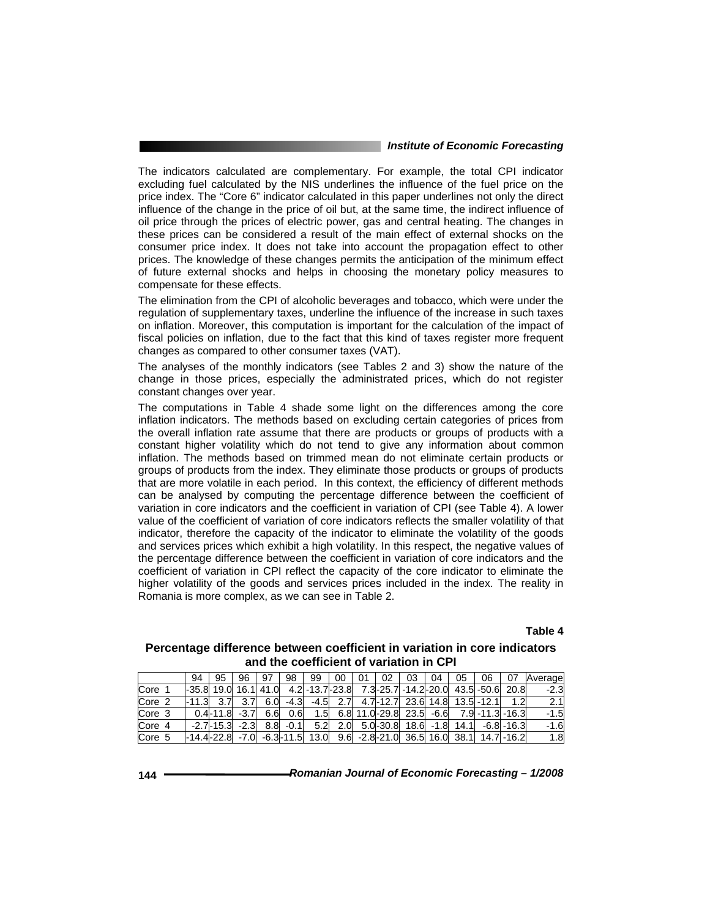The indicators calculated are complementary. For example, the total CPI indicator excluding fuel calculated by the NIS underlines the influence of the fuel price on the price index. The "Core 6" indicator calculated in this paper underlines not only the direct influence of the change in the price of oil but, at the same time, the indirect influence of oil price through the prices of electric power, gas and central heating. The changes in these prices can be considered a result of the main effect of external shocks on the consumer price index. It does not take into account the propagation effect to other prices. The knowledge of these changes permits the anticipation of the minimum effect of future external shocks and helps in choosing the monetary policy measures to compensate for these effects.

The elimination from the CPI of alcoholic beverages and tobacco, which were under the regulation of supplementary taxes, underline the influence of the increase in such taxes on inflation. Moreover, this computation is important for the calculation of the impact of fiscal policies on inflation, due to the fact that this kind of taxes register more frequent changes as compared to other consumer taxes (VAT).

The analyses of the monthly indicators (see Tables 2 and 3) show the nature of the change in those prices, especially the administrated prices, which do not register constant changes over year.

The computations in Table 4 shade some light on the differences among the core inflation indicators. The methods based on excluding certain categories of prices from the overall inflation rate assume that there are products or groups of products with a constant higher volatility which do not tend to give any information about common inflation. The methods based on trimmed mean do not eliminate certain products or groups of products from the index. They eliminate those products or groups of products that are more volatile in each period. In this context, the efficiency of different methods can be analysed by computing the percentage difference between the coefficient of variation in core indicators and the coefficient in variation of CPI (see Table 4). A lower value of the coefficient of variation of core indicators reflects the smaller volatility of that indicator, therefore the capacity of the indicator to eliminate the volatility of the goods and services prices which exhibit a high volatility. In this respect, the negative values of the percentage difference between the coefficient in variation of core indicators and the coefficient of variation in CPI reflect the capacity of the core indicator to eliminate the higher volatility of the goods and services prices included in the index. The reality in Romania is more complex, as we can see in Table 2.

**Table 4**

**Percentage difference between coefficient in variation in core indicators and the coefficient of variation in CPI**

| | 94 | 95 | 96 | 97 | 98 | 99 | 00 | 01 | 02 | 03 | 04 | 05 | 06 | 07 | Average |
|---|---|---|---|---|---|---|---|---|---|---|---|---|---|---|---|
| Core 1 | -35.8 | 19.0 | 16.1 | 41.0 | 4.2 | -13.7 | -23.8 | 7.3 | -25.7 | -14.2 | -20.0 | 43.5 | -50.6 | 20.8 | -2.3 |
| Core 2 | -11.3 | 3.7 | 3.7 | 6.0 | -4.3 | -4.5 | 2.7 | 4.7 | -12.7 | 23.6 | 14.8 | 13.5 | -12.1 | 1.2 | 2.1 |
| Core 3 | 0.4 | -11.8 | -3.7 | 6.6 | 0.6 | 1.5 | 6.8 | 11.0 | -29.8 | 23.5 | -6.6 | 7.9 | -11.3 | -16.3 | -1.5 |
| Core 4 | -2.7 | -15.3 | -2.3 | 8.8 | -0.1 | 5.2 | 2.0 | 5.0 | -30.8 | 18.6 | -1.8 | 14.1 | -6.8 | -16.3 | -1.6 |
| Core 5 | -14.4 | -22.8 | -7.0 | -6.3 | -11.5 | 13.0 | 9.6 | -2.8 | -21.0 | 36.5 | 16.0 | 38.1 | 14.7 | -16.2 | 1.8 |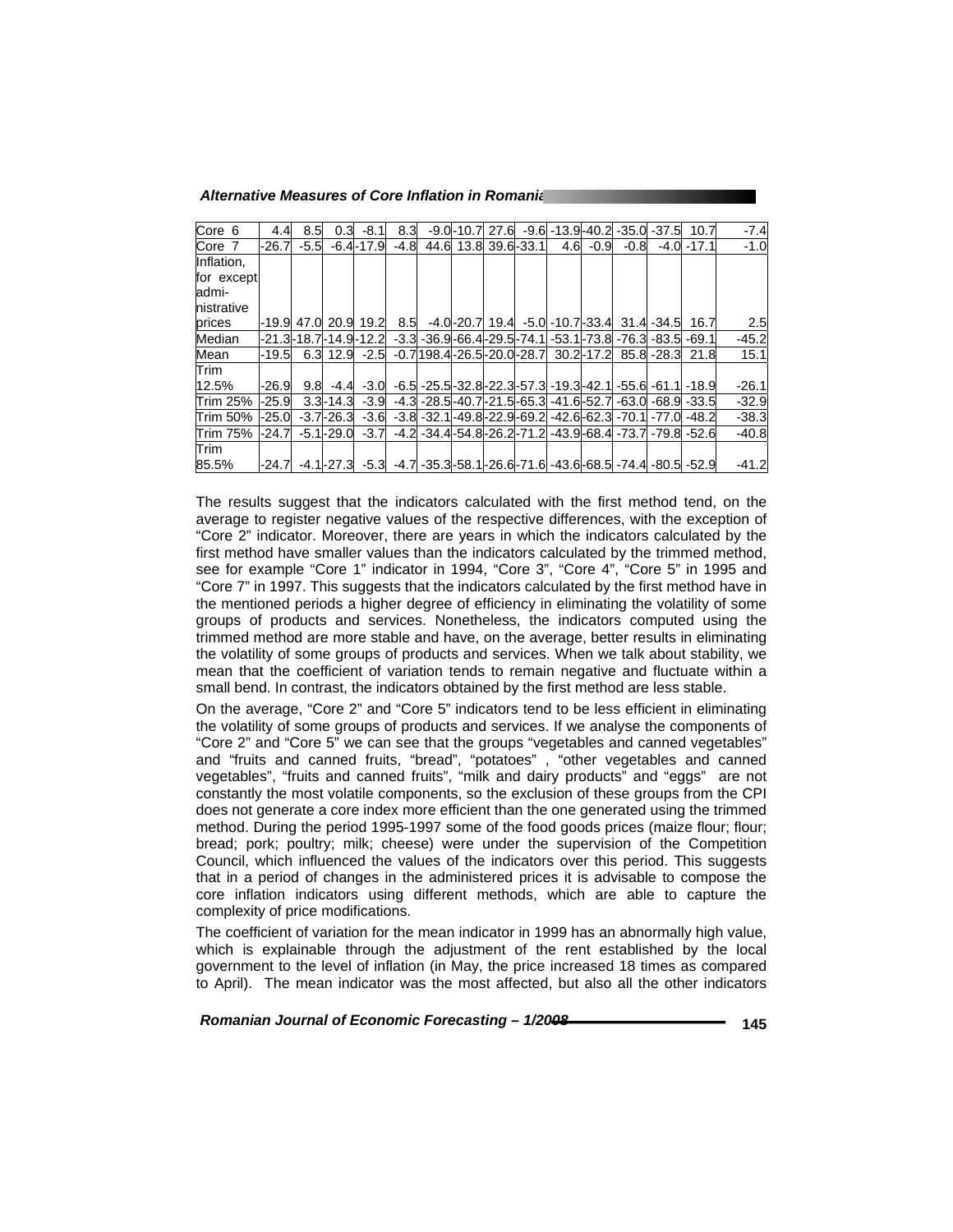| Core 6 | 4.4 | 8.5 | 0.3 | -8.1 | 8.3 | -9.0 | -10.7 | 27.6 | -9.6 | -13.9 | -40.2 | -35.0 | -37.5 | 10.7 | -7.4 |
|---|---|---|---|---|---|---|---|---|---|---|---|---|---|---|---|
| Core 7 | -26.7 | -5.5 | -6.4 | -17.9 | -4.8 | 44.6 | 13.8 | 39.6 | -33.1 | 4.6 | -0.9 | -0.8 | -4.0 | -17.1 | -1.0 |
| Inflation, for except admi-nistrative prices | -19.9 | 47.0 | 20.9 | 19.2 | 8.5 | -4.0 | -20.7 | 19.4 | -5.0 | -10.7 | -33.4 | 31.4 | -34.5 | 16.7 | 2.5 |
| Median | -21.3 | -18.7 | -14.9 | -12.2 | -3.3 | -36.9 | -66.4 | -29.5 | -74.1 | -53.1 | -73.8 | -76.3 | -83.5 | -69.1 | -45.2 |
| Mean | -19.5 | 6.3 | 12.9 | -2.5 | -0.7 | 198.4 | -26.5 | -20.0 | -28.7 | 30.2 | -17.2 | 85.8 | -28.3 | 21.8 | 15.1 |
| Trim 12.5% | -26.9 | 9.8 | -4.4 | -3.0 | -6.5 | -25.5 | -32.8 | -22.3 | -57.3 | -19.3 | -42.1 | -55.6 | -61.1 | -18.9 | -26.1 |
| Trim 25% | -25.9 | 3.3 | -14.3 | -3.9 | -4.3 | -28.5 | -40.7 | -21.5 | -65.3 | -41.6 | -52.7 | -63.0 | -68.9 | -33.5 | -32.9 |
| Trim 50% | -25.0 | -3.7 | -26.3 | -3.6 | -3.8 | -32.1 | -49.8 | -22.9 | -69.2 | -42.6 | -62.3 | -70.1 | -77.0 | -48.2 | -38.3 |
| Trim 75% | -24.7 | -5.1 | -29.0 | -3.7 | -4.2 | -34.4 | -54.8 | -26.2 | -71.2 | -43.9 | -68.4 | -73.7 | -79.8 | -52.6 | -40.8 |
| Trim 85.5% | -24.7 | -4.1 | -27.3 | -5.3 | -4.7 | -35.3 | -58.1 | -26.6 | -71.6 | -43.6 | -68.5 | -74.4 | -80.5 | -52.9 | -41.2 |

The results suggest that the indicators calculated with the first method tend, on the average to register negative values of the respective differences, with the exception of "Core 2" indicator. Moreover, there are years in which the indicators calculated by the first method have smaller values than the indicators calculated by the trimmed method, see for example "Core 1" indicator in 1994, "Core 3", "Core 4", "Core 5" in 1995 and "Core 7" in 1997. This suggests that the indicators calculated by the first method have in the mentioned periods a higher degree of efficiency in eliminating the volatility of some groups of products and services. Nonetheless, the indicators computed using the trimmed method are more stable and have, on the average, better results in eliminating the volatility of some groups of products and services. When we talk about stability, we mean that the coefficient of variation tends to remain negative and fluctuate within a small bend. In contrast, the indicators obtained by the first method are less stable.

On the average, "Core 2" and "Core 5" indicators tend to be less efficient in eliminating the volatility of some groups of products and services. If we analyse the components of "Core 2" and "Core 5" we can see that the groups "vegetables and canned vegetables" and "fruits and canned fruits, "bread", "potatoes" , "other vegetables and canned vegetables", "fruits and canned fruits", "milk and dairy products" and "eggs" are not constantly the most volatile components, so the exclusion of these groups from the CPI does not generate a core index more efficient than the one generated using the trimmed method. During the period 1995-1997 some of the food goods prices (maize flour; flour; bread; pork; poultry; milk; cheese) were under the supervision of the Competition Council, which influenced the values of the indicators over this period. This suggests that in a period of changes in the administered prices it is advisable to compose the core inflation indicators using different methods, which are able to capture the complexity of price modifications.

The coefficient of variation for the mean indicator in 1999 has an abnormally high value, which is explainable through the adjustment of the rent established by the local government to the level of inflation (in May, the price increased 18 times as compared to April). The mean indicator was the most affected, but also all the other indicators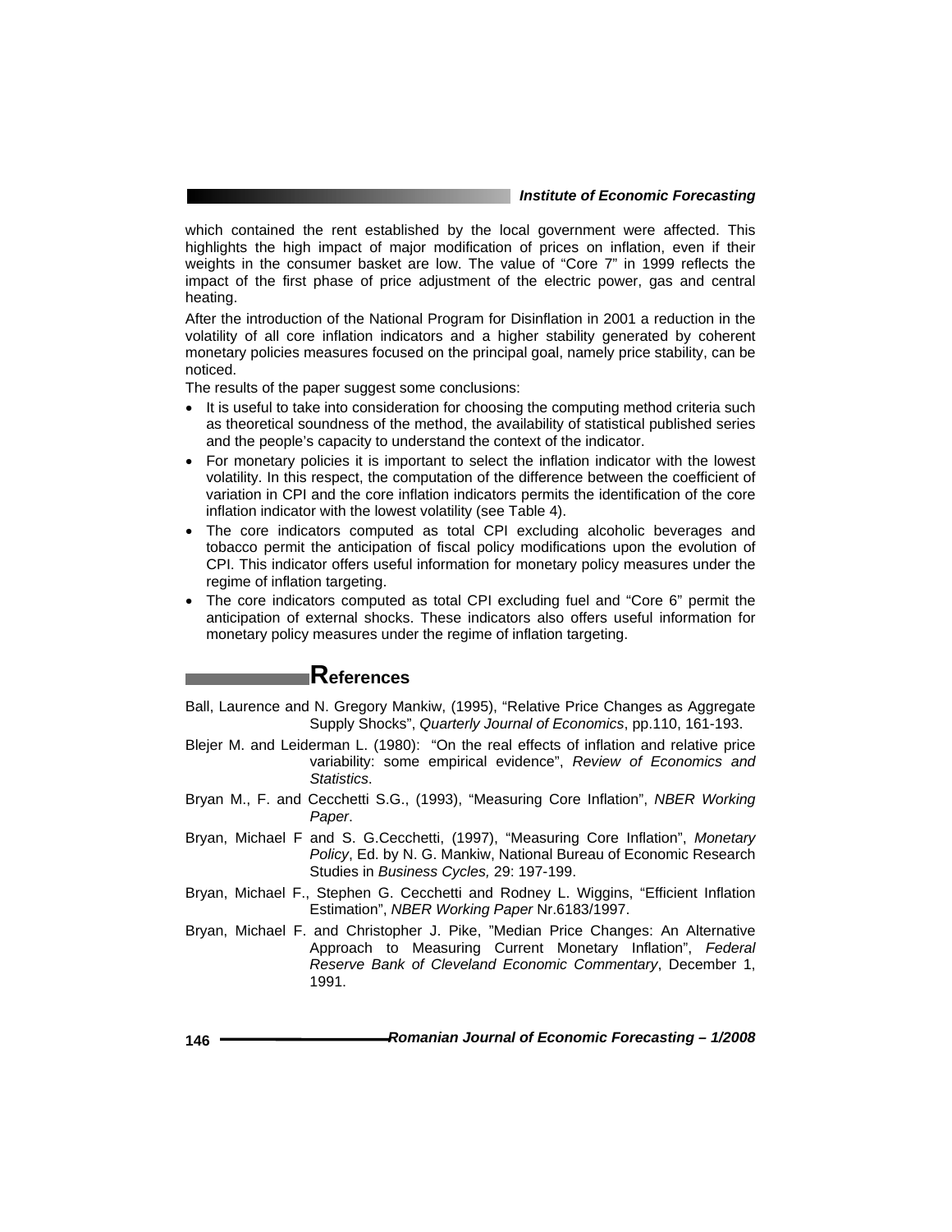which contained the rent established by the local government were affected. This highlights the high impact of major modification of prices on inflation, even if their weights in the consumer basket are low. The value of "Core 7" in 1999 reflects the impact of the first phase of price adjustment of the electric power, gas and central heating.

After the introduction of the National Program for Disinflation in 2001 a reduction in the volatility of all core inflation indicators and a higher stability generated by coherent monetary policies measures focused on the principal goal, namely price stability, can be noticed.

The results of the paper suggest some conclusions:

- It is useful to take into consideration for choosing the computing method criteria such as theoretical soundness of the method, the availability of statistical published series and the people's capacity to understand the context of the indicator.
- For monetary policies it is important to select the inflation indicator with the lowest volatility. In this respect, the computation of the difference between the coefficient of variation in CPI and the core inflation indicators permits the identification of the core inflation indicator with the lowest volatility (see Table 4).
- The core indicators computed as total CPI excluding alcoholic beverages and tobacco permit the anticipation of fiscal policy modifications upon the evolution of CPI. This indicator offers useful information for monetary policy measures under the regime of inflation targeting.
- The core indicators computed as total CPI excluding fuel and "Core 6" permit the anticipation of external shocks. These indicators also offers useful information for monetary policy measures under the regime of inflation targeting.

## References

Ball, Laurence and N. Gregory Mankiw, (1995), "Relative Price Changes as Aggregate Supply Shocks", *Quarterly Journal of Economics*, pp.110, 161-193.

Blejer M. and Leiderman L. (1980): "On the real effects of inflation and relative price variability: some empirical evidence", *Review of Economics and Statistics*.

Bryan M., F. and Cecchetti S.G., (1993), "Measuring Core Inflation", *NBER Working Paper*.

Bryan, Michael F and S. G.Cecchetti, (1997), "Measuring Core Inflation", *Monetary Policy*, Ed. by N. G. Mankiw, National Bureau of Economic Research Studies in *Business Cycles,* 29: 197-199.

Bryan, Michael F., Stephen G. Cecchetti and Rodney L. Wiggins, "Efficient Inflation Estimation", *NBER Working Paper* Nr.6183/1997.

Bryan, Michael F. and Christopher J. Pike, "Median Price Changes: An Alternative Approach to Measuring Current Monetary Inflation", *Federal Reserve Bank of Cleveland Economic Commentary*, December 1, 1991.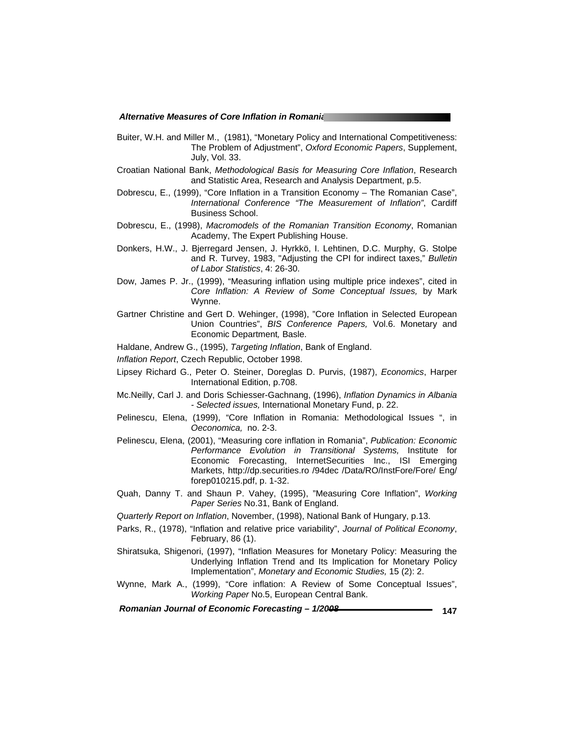Buiter, W.H. and Miller M., (1981), "Monetary Policy and International Competitiveness: The Problem of Adjustment", *Oxford Economic Papers*, Supplement, July, Vol. 33.

Croatian National Bank, *Methodological Basis for Measuring Core Inflation*, Research and Statistic Area, Research and Analysis Department, p.5.

Dobrescu, E., (1999), "Core Inflation in a Transition Economy – The Romanian Case", *International Conference "The Measurement of Inflation"*, Cardiff Business School.

Dobrescu, E., (1998), *Macromodels of the Romanian Transition Economy*, Romanian Academy, The Expert Publishing House.

Donkers, H.W., J. Bjerregard Jensen, J. Hyrkkö, I. Lehtinen, D.C. Murphy, G. Stolpe and R. Turvey, 1983, "Adjusting the CPI for indirect taxes," *Bulletin of Labor Statistics*, 4: 26-30.

Dow, James P. Jr., (1999), "Measuring inflation using multiple price indexes", cited in *Core Inflation: A Review of Some Conceptual Issues,* by Mark Wynne.

Gartner Christine and Gert D. Wehinger, (1998), "Core Inflation in Selected European Union Countries", *BIS Conference Papers,* Vol.6. Monetary and Economic Department*,* Basle.

Haldane, Andrew G., (1995), *Targeting Inflation*, Bank of England.

*Inflation Report*, Czech Republic, October 1998.

Lipsey Richard G., Peter O. Steiner, Doreglas D. Purvis, (1987), *Economics*, Harper International Edition, p.708.

Mc.Neilly, Carl J. and Doris Schiesser-Gachnang, (1996), *Inflation Dynamics in Albania - Selected issues,* International Monetary Fund, p. 22.

Pelinescu, Elena, (1999), "Core Inflation in Romania: Methodological Issues ", in *Oeconomica,* no. 2-3.

Pelinescu, Elena, (2001), "Measuring core inflation in Romania", *Publication: Economic Performance Evolution in Transitional Systems,* Institute for Economic Forecasting, InternetSecurities Inc., ISI Emerging Markets, http://dp.securities.ro /94dec /Data/RO/InstFore/Fore/ Eng/ forep010215.pdf, p. 1-32.

Quah, Danny T. and Shaun P. Vahey, (1995), "Measuring Core Inflation", *Working Paper Series* No.31, Bank of England.

*Quarterly Report on Inflation*, November, (1998), National Bank of Hungary, p.13.

Parks, R., (1978), "Inflation and relative price variability", *Journal of Political Economy*, February, 86 (1).

Shiratsuka, Shigenori, (1997), "Inflation Measures for Monetary Policy: Measuring the Underlying Inflation Trend and Its Implication for Monetary Policy Implementation", *Monetary and Economic Studies,* 15 (2): 2.

Wynne, Mark A., (1999), "Core inflation: A Review of Some Conceptual Issues", *Working Paper* No.5, European Central Bank.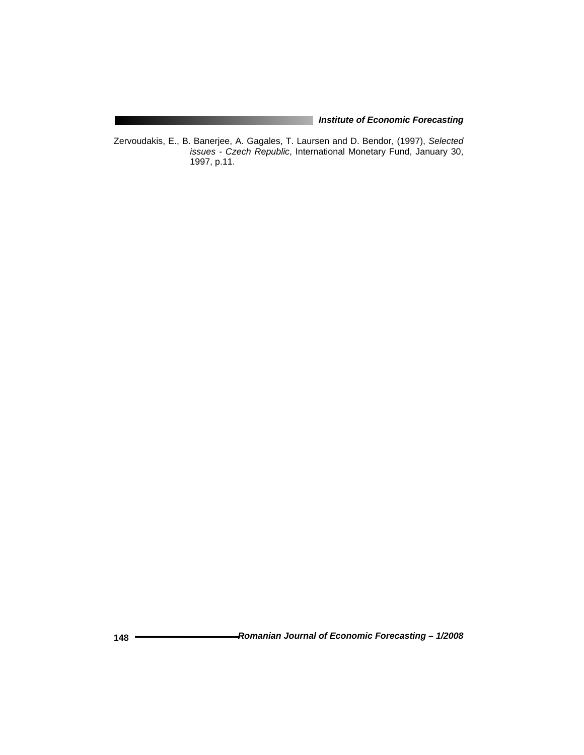Zervoudakis, E., B. Banerjee, A. Gagales, T. Laursen and D. Bendor, (1997), *Selected issues - Czech Republic*, International Monetary Fund, January 30, 1997, p.11.